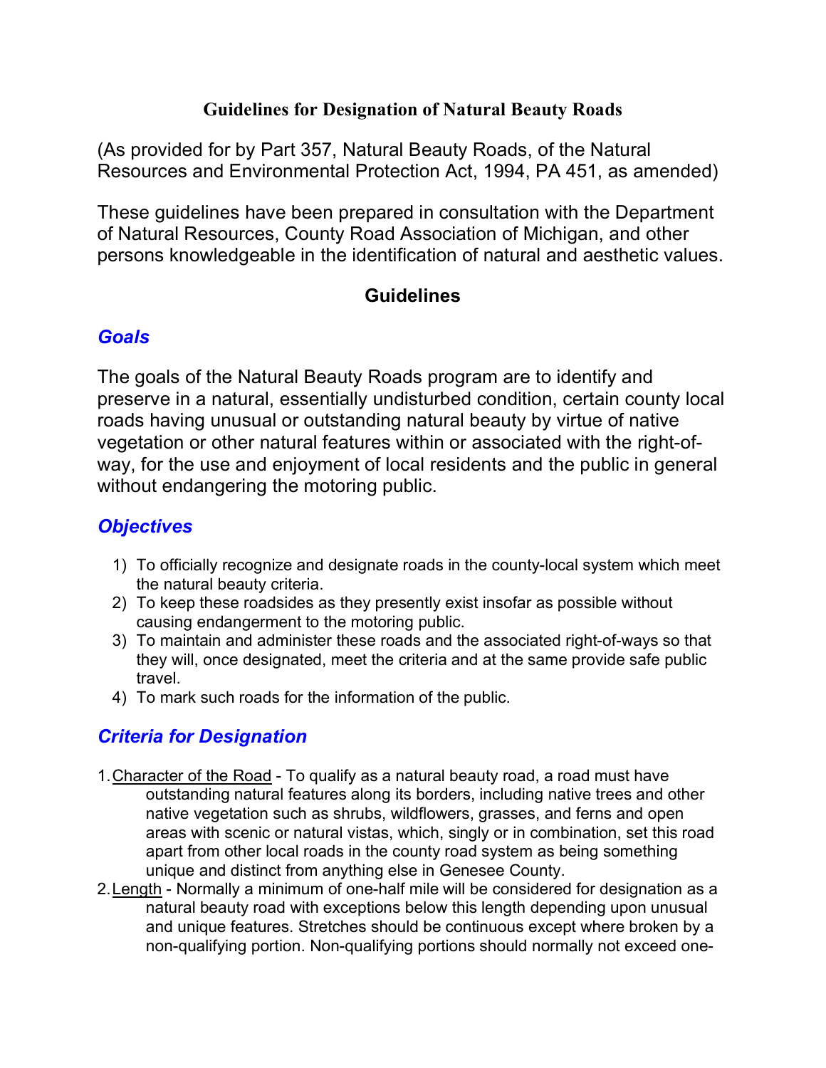# Guidelines for Designation of Natural Beauty Roads

(As provided for by Part 357, Natural Beauty Roads, of the Natural Resources and Environmental Protection Act, 1994, PA 451, as amended)

These guidelines have been prepared in consultation with the Department of Natural Resources, County Road Association of Michigan, and other persons knowledgeable in the identification of natural and aesthetic values.

## Guidelines

### *Goals*

The goals of the Natural Beauty Roads program are to identify and preserve in a natural, essentially undisturbed condition, certain county local roads having unusual or outstanding natural beauty by virtue of native vegetation or other natural features within or associated with the right-of-way, for the use and enjoyment of local residents and the public in general without endangering the motoring public.

### *Objectives*

1) To officially recognize and designate roads in the county-local system which meet the natural beauty criteria.
2) To keep these roadsides as they presently exist insofar as possible without causing endangerment to the motoring public.
3) To maintain and administer these roads and the associated right-of-ways so that they will, once designated, meet the criteria and at the same provide safe public travel.
4) To mark such roads for the information of the public.

### *Criteria for Designation*

1. Character of the Road - To qualify as a natural beauty road, a road must have outstanding natural features along its borders, including native trees and other native vegetation such as shrubs, wildflowers, grasses, and ferns and open areas with scenic or natural vistas, which, singly or in combination, set this road apart from other local roads in the county road system as being something unique and distinct from anything else in Genesee County.
2. Length - Normally a minimum of one-half mile will be considered for designation as a natural beauty road with exceptions below this length depending upon unusual and unique features. Stretches should be continuous except where broken by a non-qualifying portion. Non-qualifying portions should normally not exceed one-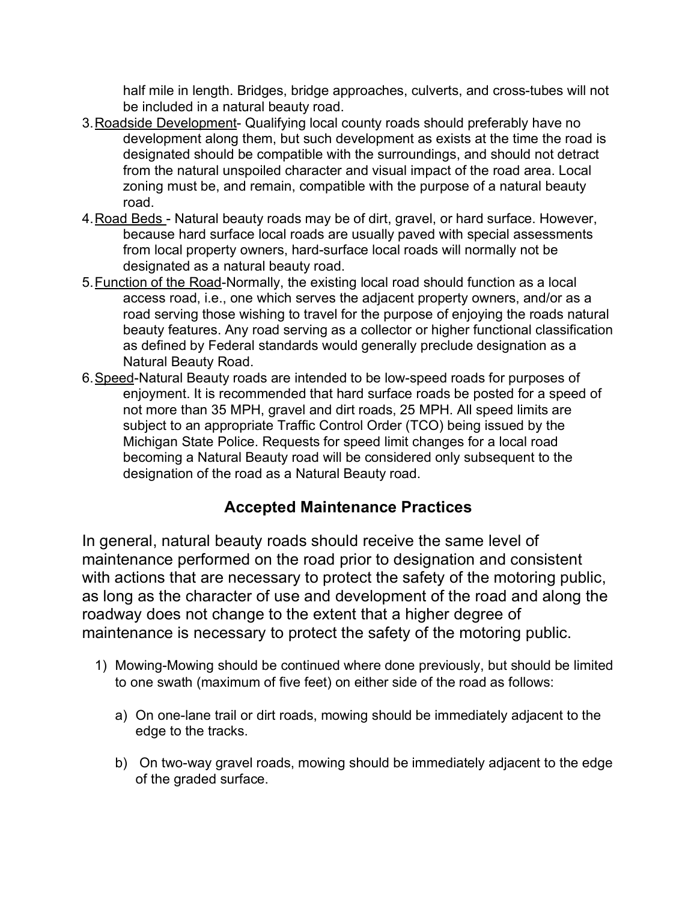half mile in length. Bridges, bridge approaches, culverts, and cross-tubes will not be included in a natural beauty road.

3. <u>Roadside Development</u>- Qualifying local county roads should preferably have no development along them, but such development as exists at the time the road is designated should be compatible with the surroundings, and should not detract from the natural unspoiled character and visual impact of the road area. Local zoning must be, and remain, compatible with the purpose of a natural beauty road.
4. <u>Road Beds</u> - Natural beauty roads may be of dirt, gravel, or hard surface. However, because hard surface local roads are usually paved with special assessments from local property owners, hard-surface local roads will normally not be designated as a natural beauty road.
5. <u>Function of the Road</u>-Normally, the existing local road should function as a local access road, i.e., one which serves the adjacent property owners, and/or as a road serving those wishing to travel for the purpose of enjoying the roads natural beauty features. Any road serving as a collector or higher functional classification as defined by Federal standards would generally preclude designation as a Natural Beauty Road.
6. <u>Speed</u>-Natural Beauty roads are intended to be low-speed roads for purposes of enjoyment. It is recommended that hard surface roads be posted for a speed of not more than 35 MPH, gravel and dirt roads, 25 MPH. All speed limits are subject to an appropriate Traffic Control Order (TCO) being issued by the Michigan State Police. Requests for speed limit changes for a local road becoming a Natural Beauty road will be considered only subsequent to the designation of the road as a Natural Beauty road.

## Accepted Maintenance Practices

In general, natural beauty roads should receive the same level of maintenance performed on the road prior to designation and consistent with actions that are necessary to protect the safety of the motoring public, as long as the character of use and development of the road and along the roadway does not change to the extent that a higher degree of maintenance is necessary to protect the safety of the motoring public.

1) Mowing-Mowing should be continued where done previously, but should be limited to one swath (maximum of five feet) on either side of the road as follows:

   a) On one-lane trail or dirt roads, mowing should be immediately adjacent to the edge to the tracks.

   b) On two-way gravel roads, mowing should be immediately adjacent to the edge of the graded surface.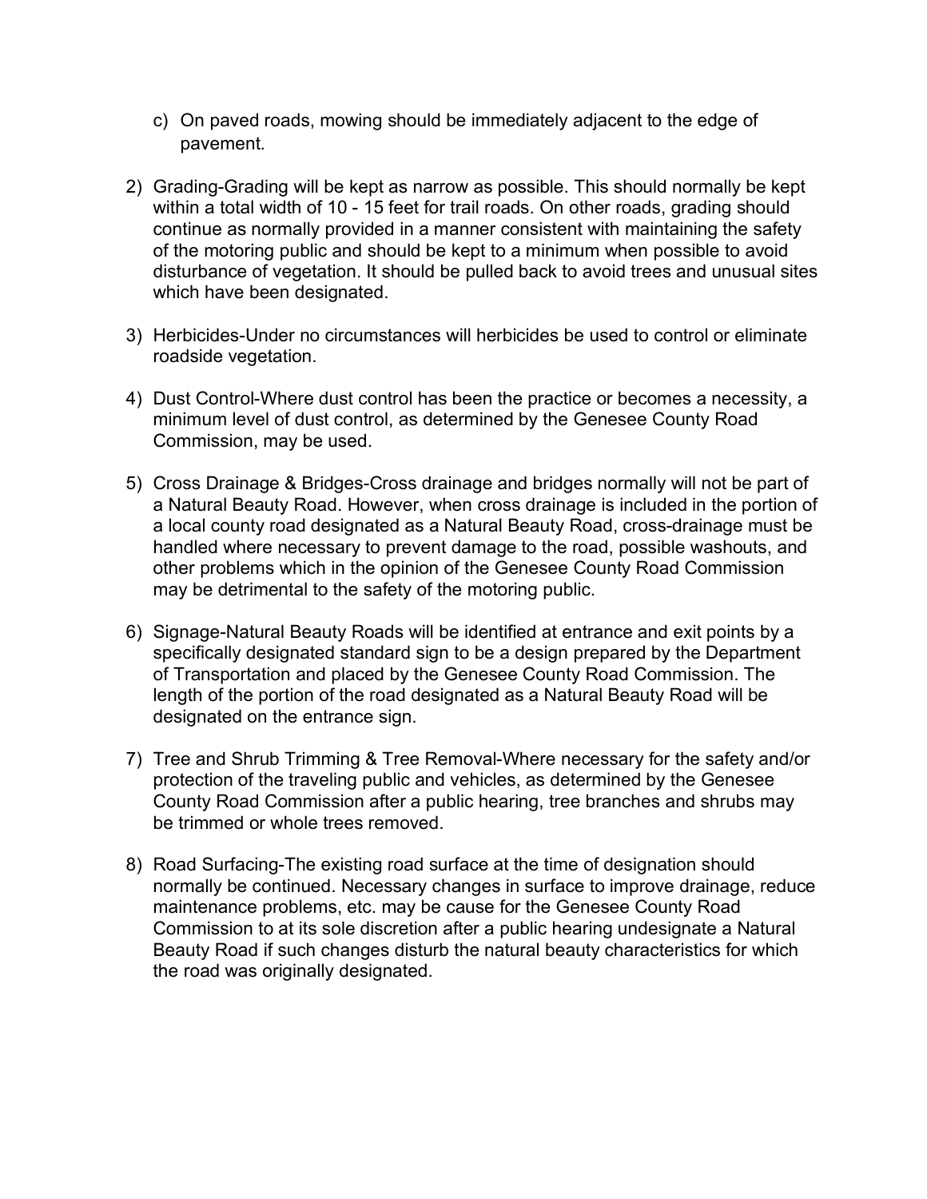c) On paved roads, mowing should be immediately adjacent to the edge of pavement.

2) Grading-Grading will be kept as narrow as possible. This should normally be kept within a total width of 10 - 15 feet for trail roads. On other roads, grading should continue as normally provided in a manner consistent with maintaining the safety of the motoring public and should be kept to a minimum when possible to avoid disturbance of vegetation. It should be pulled back to avoid trees and unusual sites which have been designated.

3) Herbicides-Under no circumstances will herbicides be used to control or eliminate roadside vegetation.

4) Dust Control-Where dust control has been the practice or becomes a necessity, a minimum level of dust control, as determined by the Genesee County Road Commission, may be used.

5) Cross Drainage & Bridges-Cross drainage and bridges normally will not be part of a Natural Beauty Road. However, when cross drainage is included in the portion of a local county road designated as a Natural Beauty Road, cross-drainage must be handled where necessary to prevent damage to the road, possible washouts, and other problems which in the opinion of the Genesee County Road Commission may be detrimental to the safety of the motoring public.

6) Signage-Natural Beauty Roads will be identified at entrance and exit points by a specifically designated standard sign to be a design prepared by the Department of Transportation and placed by the Genesee County Road Commission. The length of the portion of the road designated as a Natural Beauty Road will be designated on the entrance sign.

7) Tree and Shrub Trimming & Tree Removal-Where necessary for the safety and/or protection of the traveling public and vehicles, as determined by the Genesee County Road Commission after a public hearing, tree branches and shrubs may be trimmed or whole trees removed.

8) Road Surfacing-The existing road surface at the time of designation should normally be continued. Necessary changes in surface to improve drainage, reduce maintenance problems, etc. may be cause for the Genesee County Road Commission to at its sole discretion after a public hearing undesignate a Natural Beauty Road if such changes disturb the natural beauty characteristics for which the road was originally designated.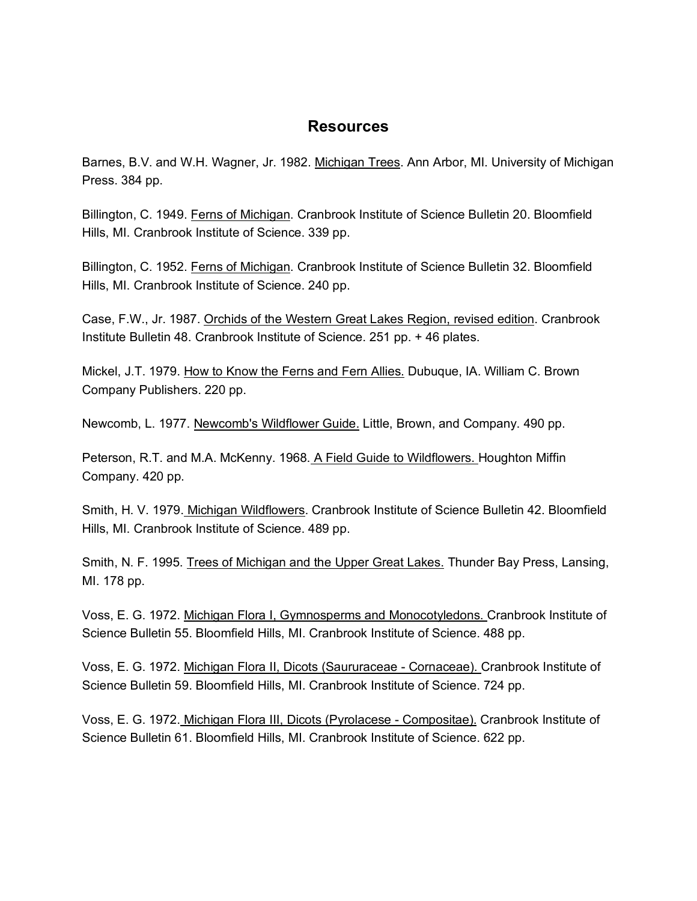# Resources

Barnes, B.V. and W.H. Wagner, Jr. 1982. Michigan Trees. Ann Arbor, MI. University of Michigan Press. 384 pp.

Billington, C. 1949. Ferns of Michigan. Cranbrook Institute of Science Bulletin 20. Bloomfield Hills, MI. Cranbrook Institute of Science. 339 pp.

Billington, C. 1952. Ferns of Michigan. Cranbrook Institute of Science Bulletin 32. Bloomfield Hills, MI. Cranbrook Institute of Science. 240 pp.

Case, F.W., Jr. 1987. Orchids of the Western Great Lakes Region, revised edition. Cranbrook Institute Bulletin 48. Cranbrook Institute of Science. 251 pp. + 46 plates.

Mickel, J.T. 1979. How to Know the Ferns and Fern Allies. Dubuque, IA. William C. Brown Company Publishers. 220 pp.

Newcomb, L. 1977. Newcomb's Wildflower Guide. Little, Brown, and Company. 490 pp.

Peterson, R.T. and M.A. McKenny. 1968. A Field Guide to Wildflowers. Houghton Miffin Company. 420 pp.

Smith, H. V. 1979. Michigan Wildflowers. Cranbrook Institute of Science Bulletin 42. Bloomfield Hills, MI. Cranbrook Institute of Science. 489 pp.

Smith, N. F. 1995. Trees of Michigan and the Upper Great Lakes. Thunder Bay Press, Lansing, MI. 178 pp.

Voss, E. G. 1972. Michigan Flora I, Gymnosperms and Monocotyledons. Cranbrook Institute of Science Bulletin 55. Bloomfield Hills, MI. Cranbrook Institute of Science. 488 pp.

Voss, E. G. 1972. Michigan Flora II, Dicots (Saururaceae - Cornaceae). Cranbrook Institute of Science Bulletin 59. Bloomfield Hills, MI. Cranbrook Institute of Science. 724 pp.

Voss, E. G. 1972. Michigan Flora III, Dicots (Pyrolacese - Compositae). Cranbrook Institute of Science Bulletin 61. Bloomfield Hills, MI. Cranbrook Institute of Science. 622 pp.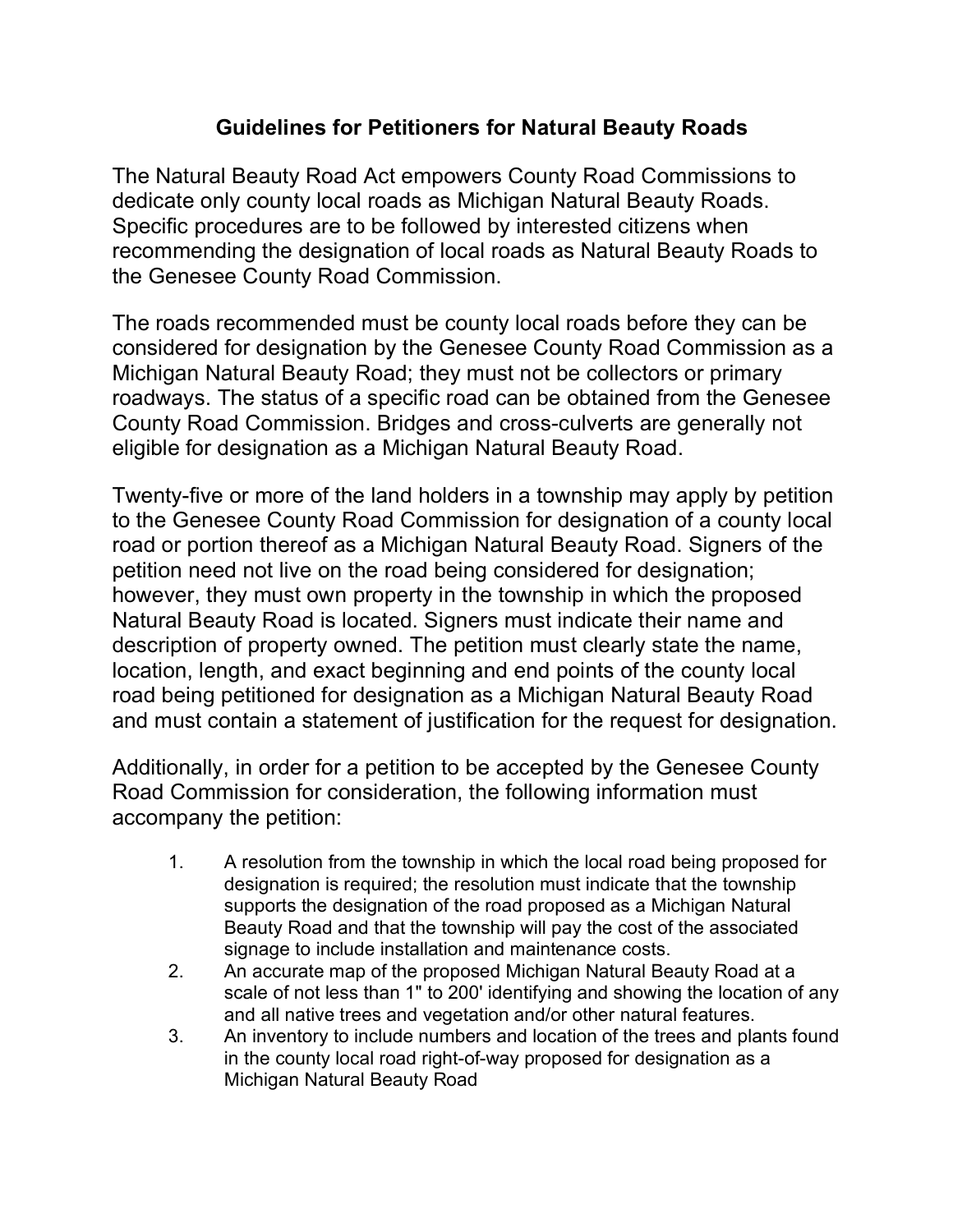## Guidelines for Petitioners for Natural Beauty Roads

The Natural Beauty Road Act empowers County Road Commissions to dedicate only county local roads as Michigan Natural Beauty Roads. Specific procedures are to be followed by interested citizens when recommending the designation of local roads as Natural Beauty Roads to the Genesee County Road Commission.

The roads recommended must be county local roads before they can be considered for designation by the Genesee County Road Commission as a Michigan Natural Beauty Road; they must not be collectors or primary roadways. The status of a specific road can be obtained from the Genesee County Road Commission. Bridges and cross-culverts are generally not eligible for designation as a Michigan Natural Beauty Road.

Twenty-five or more of the land holders in a township may apply by petition to the Genesee County Road Commission for designation of a county local road or portion thereof as a Michigan Natural Beauty Road. Signers of the petition need not live on the road being considered for designation; however, they must own property in the township in which the proposed Natural Beauty Road is located. Signers must indicate their name and description of property owned. The petition must clearly state the name, location, length, and exact beginning and end points of the county local road being petitioned for designation as a Michigan Natural Beauty Road and must contain a statement of justification for the request for designation.

Additionally, in order for a petition to be accepted by the Genesee County Road Commission for consideration, the following information must accompany the petition:

1. A resolution from the township in which the local road being proposed for designation is required; the resolution must indicate that the township supports the designation of the road proposed as a Michigan Natural Beauty Road and that the township will pay the cost of the associated signage to include installation and maintenance costs.
2. An accurate map of the proposed Michigan Natural Beauty Road at a scale of not less than 1" to 200' identifying and showing the location of any and all native trees and vegetation and/or other natural features.
3. An inventory to include numbers and location of the trees and plants found in the county local road right-of-way proposed for designation as a Michigan Natural Beauty Road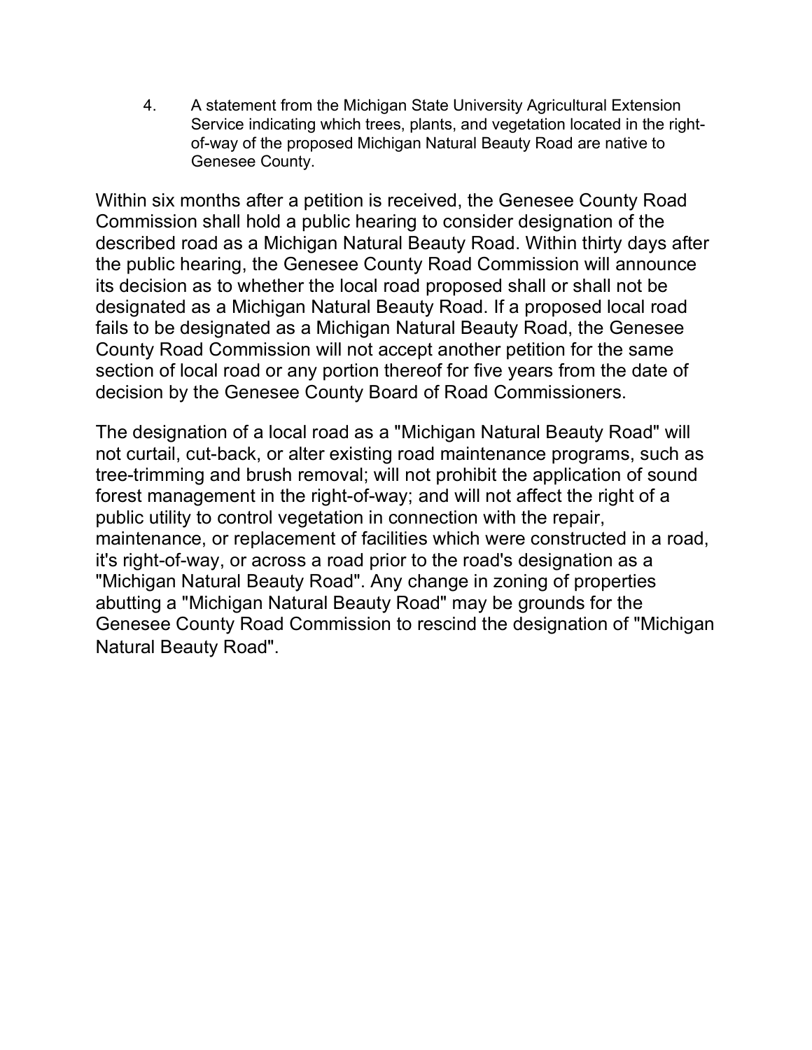4. A statement from the Michigan State University Agricultural Extension Service indicating which trees, plants, and vegetation located in the right-of-way of the proposed Michigan Natural Beauty Road are native to Genesee County.

Within six months after a petition is received, the Genesee County Road Commission shall hold a public hearing to consider designation of the described road as a Michigan Natural Beauty Road. Within thirty days after the public hearing, the Genesee County Road Commission will announce its decision as to whether the local road proposed shall or shall not be designated as a Michigan Natural Beauty Road. If a proposed local road fails to be designated as a Michigan Natural Beauty Road, the Genesee County Road Commission will not accept another petition for the same section of local road or any portion thereof for five years from the date of decision by the Genesee County Board of Road Commissioners.

The designation of a local road as a "Michigan Natural Beauty Road" will not curtail, cut-back, or alter existing road maintenance programs, such as tree-trimming and brush removal; will not prohibit the application of sound forest management in the right-of-way; and will not affect the right of a public utility to control vegetation in connection with the repair, maintenance, or replacement of facilities which were constructed in a road, it's right-of-way, or across a road prior to the road's designation as a "Michigan Natural Beauty Road". Any change in zoning of properties abutting a "Michigan Natural Beauty Road" may be grounds for the Genesee County Road Commission to rescind the designation of "Michigan Natural Beauty Road".